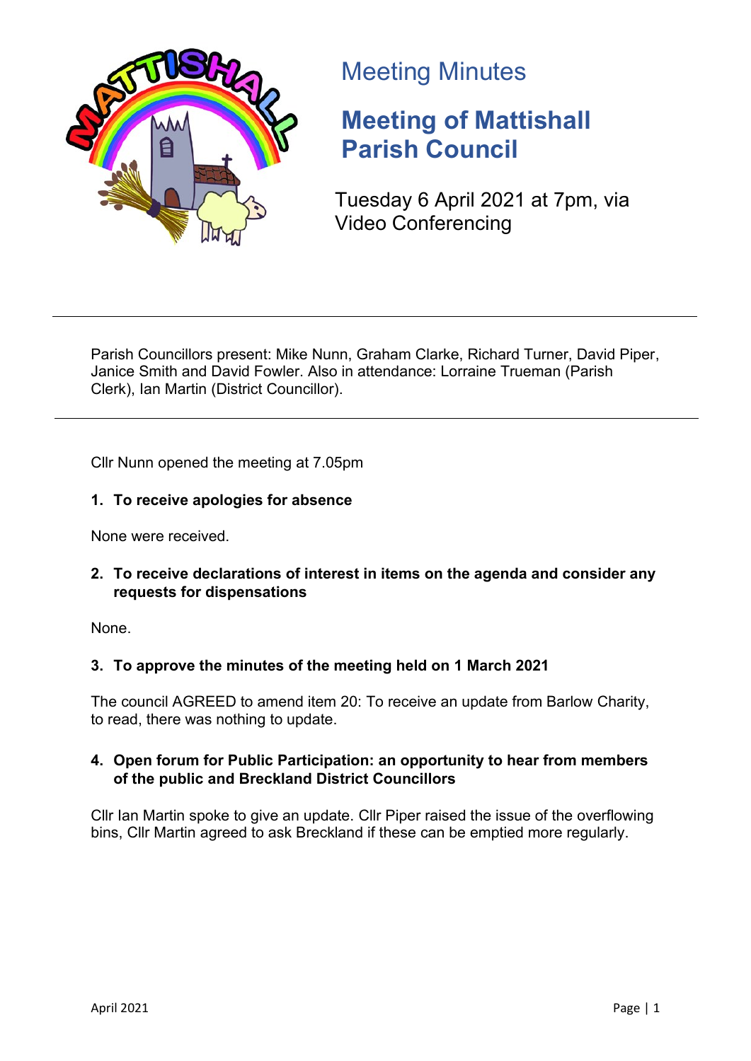# Meeting Minutes

## Meeting of Mattishall Parish Council

Tuesday 6 April 2021 at 7pm, via Video Conferencing

---

Parish Councillors present: Mike Nunn, Graham Clarke, Richard Turner, David Piper, Janice Smith and David Fowler. Also in attendance: Lorraine Trueman (Parish Clerk), Ian Martin (District Councillor).

---

Cllr Nunn opened the meeting at 7.05pm

**1. To receive apologies for absence**

None were received.

**2. To receive declarations of interest in items on the agenda and consider any requests for dispensations**

None.

**3. To approve the minutes of the meeting held on 1 March 2021**

The council AGREED to amend item 20: To receive an update from Barlow Charity, to read, there was nothing to update.

**4. Open forum for Public Participation: an opportunity to hear from members of the public and Breckland District Councillors**

Cllr Ian Martin spoke to give an update. Cllr Piper raised the issue of the overflowing bins, Cllr Martin agreed to ask Breckland if these can be emptied more regularly.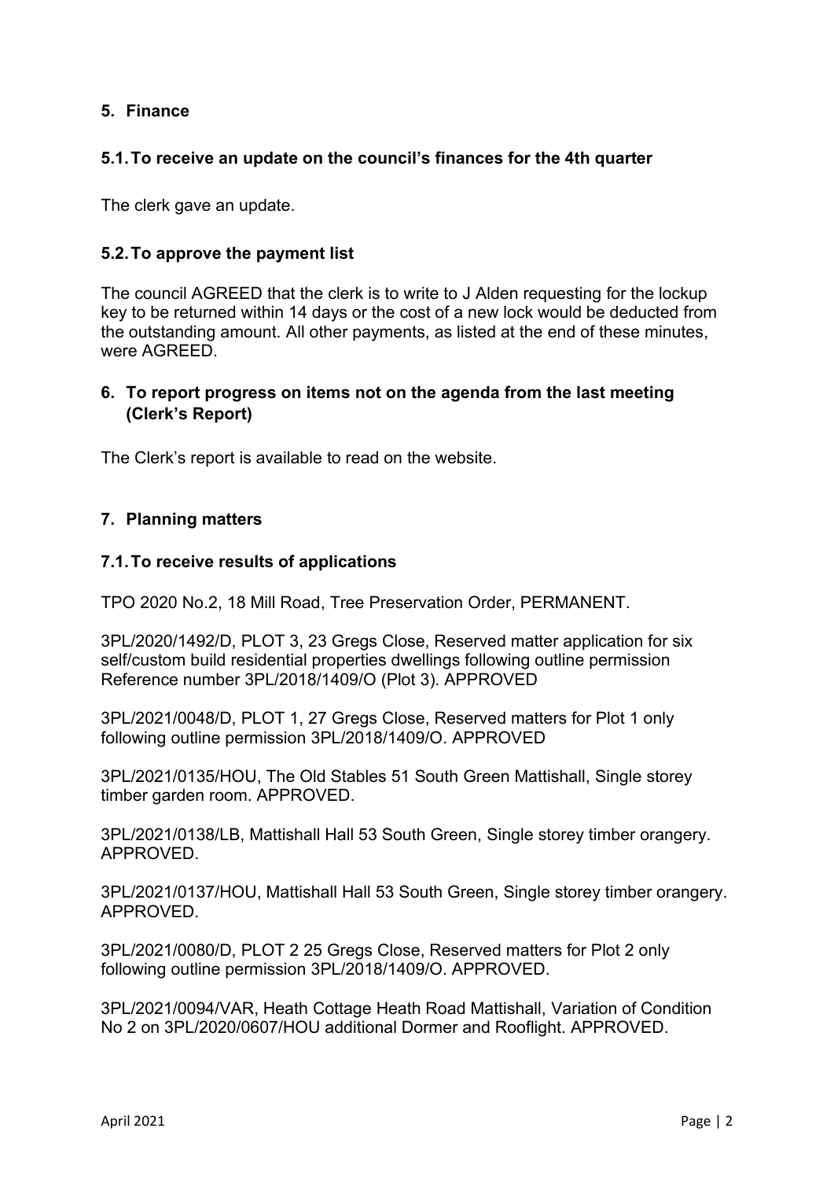## 5. Finance

### 5.1. To receive an update on the council's finances for the 4th quarter

The clerk gave an update.

### 5.2. To approve the payment list

The council AGREED that the clerk is to write to J Alden requesting for the lockup key to be returned within 14 days or the cost of a new lock would be deducted from the outstanding amount. All other payments, as listed at the end of these minutes, were AGREED.

## 6. To report progress on items not on the agenda from the last meeting (Clerk's Report)

The Clerk's report is available to read on the website.

## 7. Planning matters

### 7.1. To receive results of applications

TPO 2020 No.2, 18 Mill Road, Tree Preservation Order, PERMANENT.

3PL/2020/1492/D, PLOT 3, 23 Gregs Close, Reserved matter application for six self/custom build residential properties dwellings following outline permission Reference number 3PL/2018/1409/O (Plot 3). APPROVED

3PL/2021/0048/D, PLOT 1, 27 Gregs Close, Reserved matters for Plot 1 only following outline permission 3PL/2018/1409/O. APPROVED

3PL/2021/0135/HOU, The Old Stables 51 South Green Mattishall, Single storey timber garden room. APPROVED.

3PL/2021/0138/LB, Mattishall Hall 53 South Green, Single storey timber orangery. APPROVED.

3PL/2021/0137/HOU, Mattishall Hall 53 South Green, Single storey timber orangery. APPROVED.

3PL/2021/0080/D, PLOT 2 25 Gregs Close, Reserved matters for Plot 2 only following outline permission 3PL/2018/1409/O. APPROVED.

3PL/2021/0094/VAR, Heath Cottage Heath Road Mattishall, Variation of Condition No 2 on 3PL/2020/0607/HOU additional Dormer and Rooflight. APPROVED.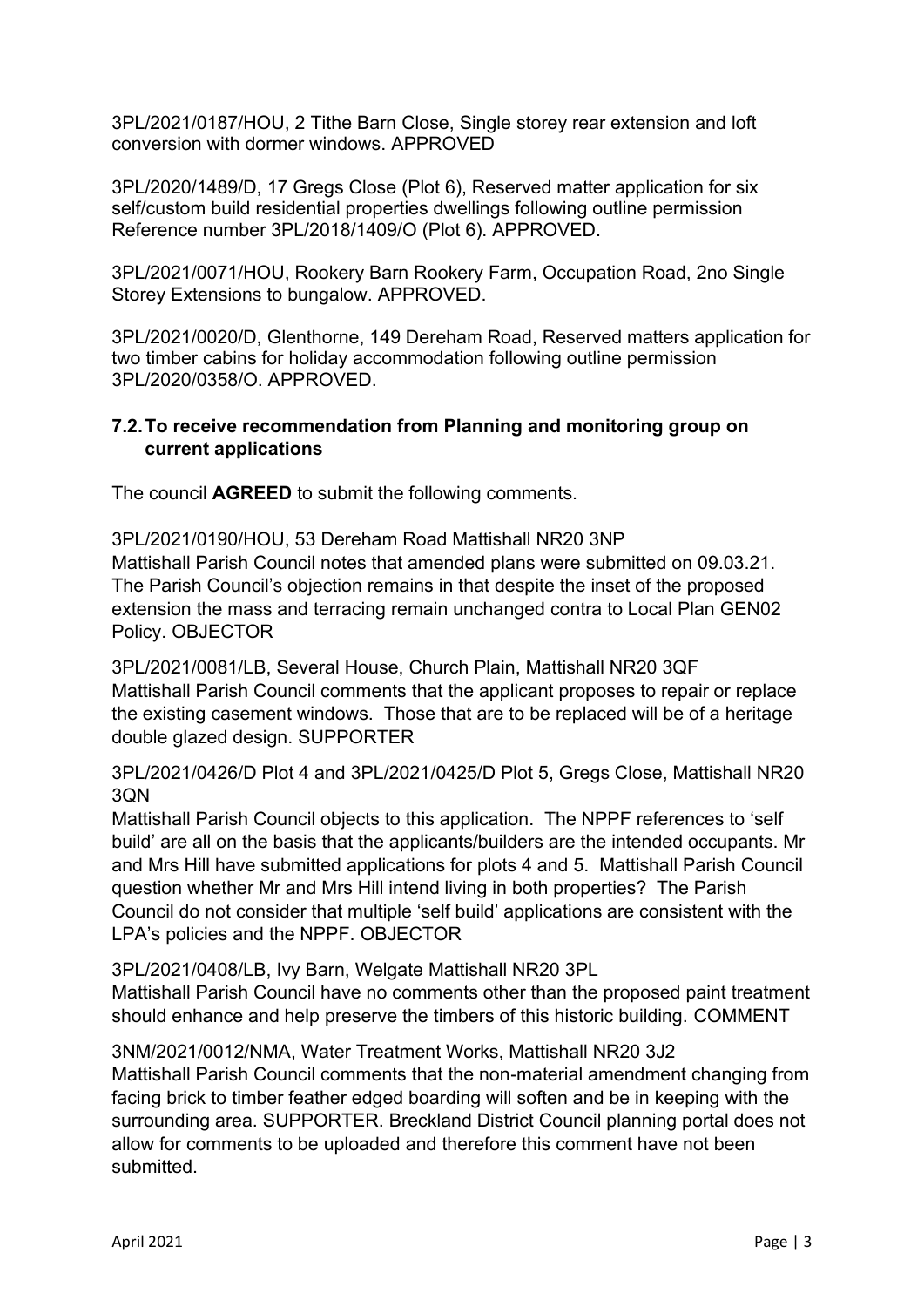3PL/2021/0187/HOU, 2 Tithe Barn Close, Single storey rear extension and loft conversion with dormer windows. APPROVED

3PL/2020/1489/D, 17 Gregs Close (Plot 6), Reserved matter application for six self/custom build residential properties dwellings following outline permission Reference number 3PL/2018/1409/O (Plot 6). APPROVED.

3PL/2021/0071/HOU, Rookery Barn Rookery Farm, Occupation Road, 2no Single Storey Extensions to bungalow. APPROVED.

3PL/2021/0020/D, Glenthorne, 149 Dereham Road, Reserved matters application for two timber cabins for holiday accommodation following outline permission 3PL/2020/0358/O. APPROVED.

### 7.2. To receive recommendation from Planning and monitoring group on current applications

The council **AGREED** to submit the following comments.

3PL/2021/0190/HOU, 53 Dereham Road Mattishall NR20 3NP
Mattishall Parish Council notes that amended plans were submitted on 09.03.21. The Parish Council's objection remains in that despite the inset of the proposed extension the mass and terracing remain unchanged contra to Local Plan GEN02 Policy. OBJECTOR

3PL/2021/0081/LB, Several House, Church Plain, Mattishall NR20 3QF
Mattishall Parish Council comments that the applicant proposes to repair or replace the existing casement windows. Those that are to be replaced will be of a heritage double glazed design. SUPPORTER

3PL/2021/0426/D Plot 4 and 3PL/2021/0425/D Plot 5, Gregs Close, Mattishall NR20 3QN
Mattishall Parish Council objects to this application. The NPPF references to 'self build' are all on the basis that the applicants/builders are the intended occupants. Mr and Mrs Hill have submitted applications for plots 4 and 5. Mattishall Parish Council question whether Mr and Mrs Hill intend living in both properties? The Parish Council do not consider that multiple 'self build' applications are consistent with the LPA's policies and the NPPF. OBJECTOR

3PL/2021/0408/LB, Ivy Barn, Welgate Mattishall NR20 3PL
Mattishall Parish Council have no comments other than the proposed paint treatment should enhance and help preserve the timbers of this historic building. COMMENT

3NM/2021/0012/NMA, Water Treatment Works, Mattishall NR20 3J2
Mattishall Parish Council comments that the non-material amendment changing from facing brick to timber feather edged boarding will soften and be in keeping with the surrounding area. SUPPORTER. Breckland District Council planning portal does not allow for comments to be uploaded and therefore this comment have not been submitted.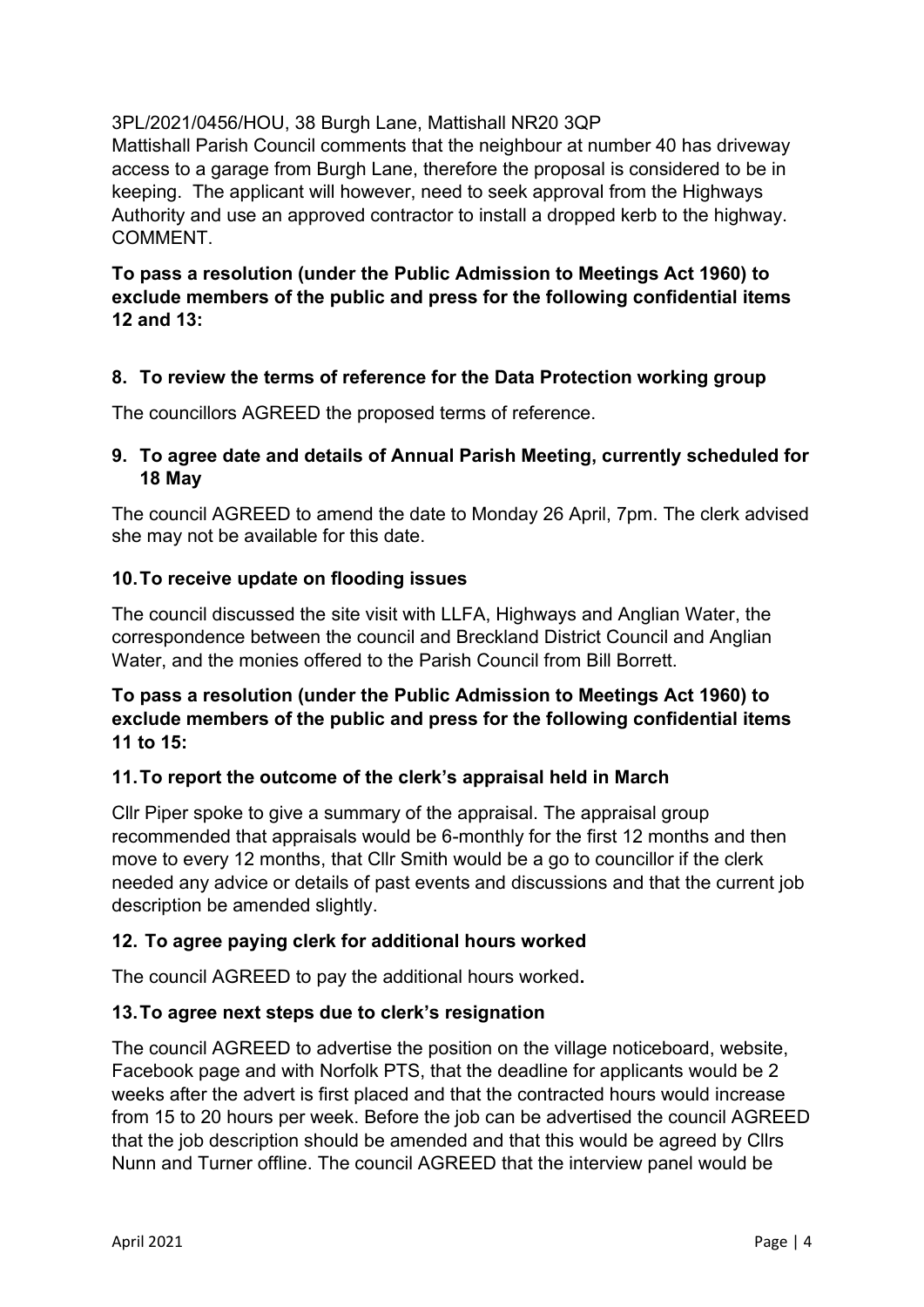3PL/2021/0456/HOU, 38 Burgh Lane, Mattishall NR20 3QP

Mattishall Parish Council comments that the neighbour at number 40 has driveway access to a garage from Burgh Lane, therefore the proposal is considered to be in keeping. The applicant will however, need to seek approval from the Highways Authority and use an approved contractor to install a dropped kerb to the highway. COMMENT.

**To pass a resolution (under the Public Admission to Meetings Act 1960) to exclude members of the public and press for the following confidential items 12 and 13:**

## 8. To review the terms of reference for the Data Protection working group

The councillors AGREED the proposed terms of reference.

## 9. To agree date and details of Annual Parish Meeting, currently scheduled for 18 May

The council AGREED to amend the date to Monday 26 April, 7pm. The clerk advised she may not be available for this date.

## 10. To receive update on flooding issues

The council discussed the site visit with LLFA, Highways and Anglian Water, the correspondence between the council and Breckland District Council and Anglian Water, and the monies offered to the Parish Council from Bill Borrett.

**To pass a resolution (under the Public Admission to Meetings Act 1960) to exclude members of the public and press for the following confidential items 11 to 15:**

## 11. To report the outcome of the clerk's appraisal held in March

Cllr Piper spoke to give a summary of the appraisal. The appraisal group recommended that appraisals would be 6-monthly for the first 12 months and then move to every 12 months, that Cllr Smith would be a go to councillor if the clerk needed any advice or details of past events and discussions and that the current job description be amended slightly.

## 12. To agree paying clerk for additional hours worked

The council AGREED to pay the additional hours worked**.**

## 13. To agree next steps due to clerk's resignation

The council AGREED to advertise the position on the village noticeboard, website, Facebook page and with Norfolk PTS, that the deadline for applicants would be 2 weeks after the advert is first placed and that the contracted hours would increase from 15 to 20 hours per week. Before the job can be advertised the council AGREED that the job description should be amended and that this would be agreed by Cllrs Nunn and Turner offline. The council AGREED that the interview panel would be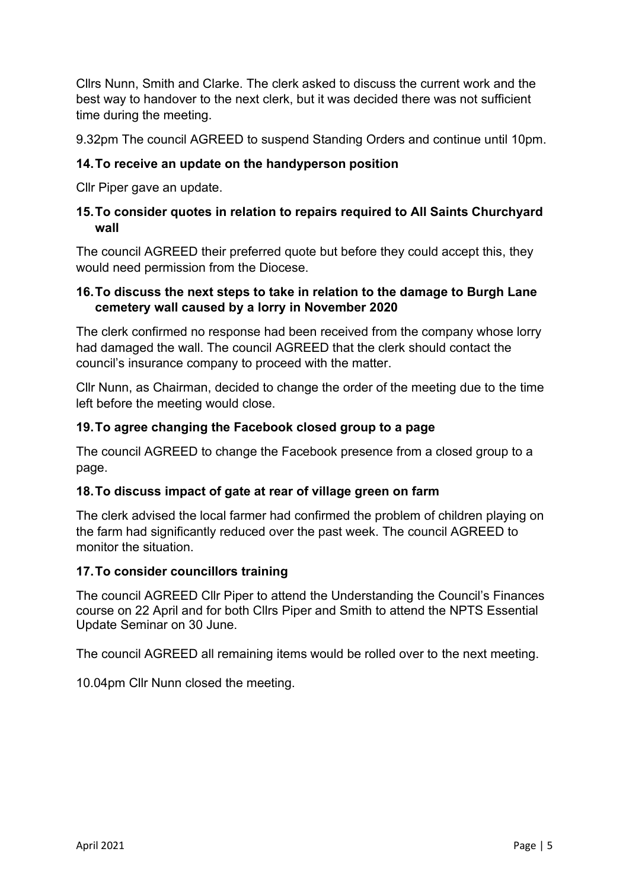Cllrs Nunn, Smith and Clarke. The clerk asked to discuss the current work and the best way to handover to the next clerk, but it was decided there was not sufficient time during the meeting.

9.32pm The council AGREED to suspend Standing Orders and continue until 10pm.

**14. To receive an update on the handyperson position**

Cllr Piper gave an update.

**15. To consider quotes in relation to repairs required to All Saints Churchyard wall**

The council AGREED their preferred quote but before they could accept this, they would need permission from the Diocese.

**16. To discuss the next steps to take in relation to the damage to Burgh Lane cemetery wall caused by a lorry in November 2020**

The clerk confirmed no response had been received from the company whose lorry had damaged the wall. The council AGREED that the clerk should contact the council's insurance company to proceed with the matter.

Cllr Nunn, as Chairman, decided to change the order of the meeting due to the time left before the meeting would close.

**19. To agree changing the Facebook closed group to a page**

The council AGREED to change the Facebook presence from a closed group to a page.

**18. To discuss impact of gate at rear of village green on farm**

The clerk advised the local farmer had confirmed the problem of children playing on the farm had significantly reduced over the past week. The council AGREED to monitor the situation.

**17. To consider councillors training**

The council AGREED Cllr Piper to attend the Understanding the Council's Finances course on 22 April and for both Cllrs Piper and Smith to attend the NPTS Essential Update Seminar on 30 June.

The council AGREED all remaining items would be rolled over to the next meeting.

10.04pm Cllr Nunn closed the meeting.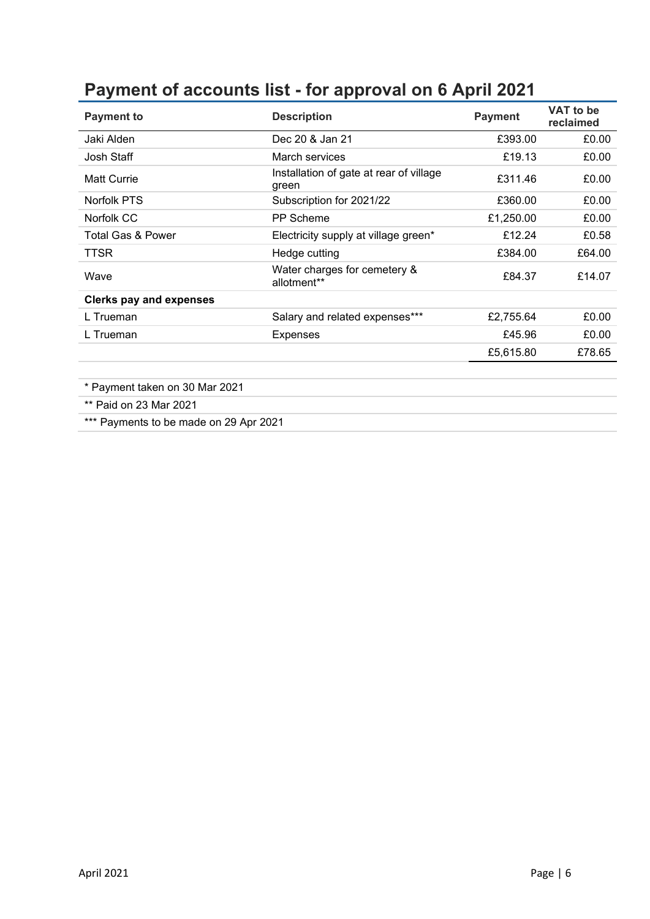# Payment of accounts list - for approval on 6 April 2021

| Payment to | Description | Payment | VAT to be reclaimed |
| --- | --- | --- | --- |
| Jaki Alden | Dec 20 & Jan 21 | £393.00 | £0.00 |
| Josh Staff | March services | £19.13 | £0.00 |
| Matt Currie | Installation of gate at rear of village green | £311.46 | £0.00 |
| Norfolk PTS | Subscription for 2021/22 | £360.00 | £0.00 |
| Norfolk CC | PP Scheme | £1,250.00 | £0.00 |
| Total Gas & Power | Electricity supply at village green* | £12.24 | £0.58 |
| TTSR | Hedge cutting | £384.00 | £64.00 |
| Wave | Water charges for cemetery & allotment** | £84.37 | £14.07 |
| **Clerks pay and expenses** | | | |
| L Trueman | Salary and related expenses*** | £2,755.64 | £0.00 |
| L Trueman | Expenses | £45.96 | £0.00 |
| | | £5,615.80 | £78.65 |

\* Payment taken on 30 Mar 2021

\** Paid on 23 Mar 2021

\*** Payments to be made on 29 Apr 2021